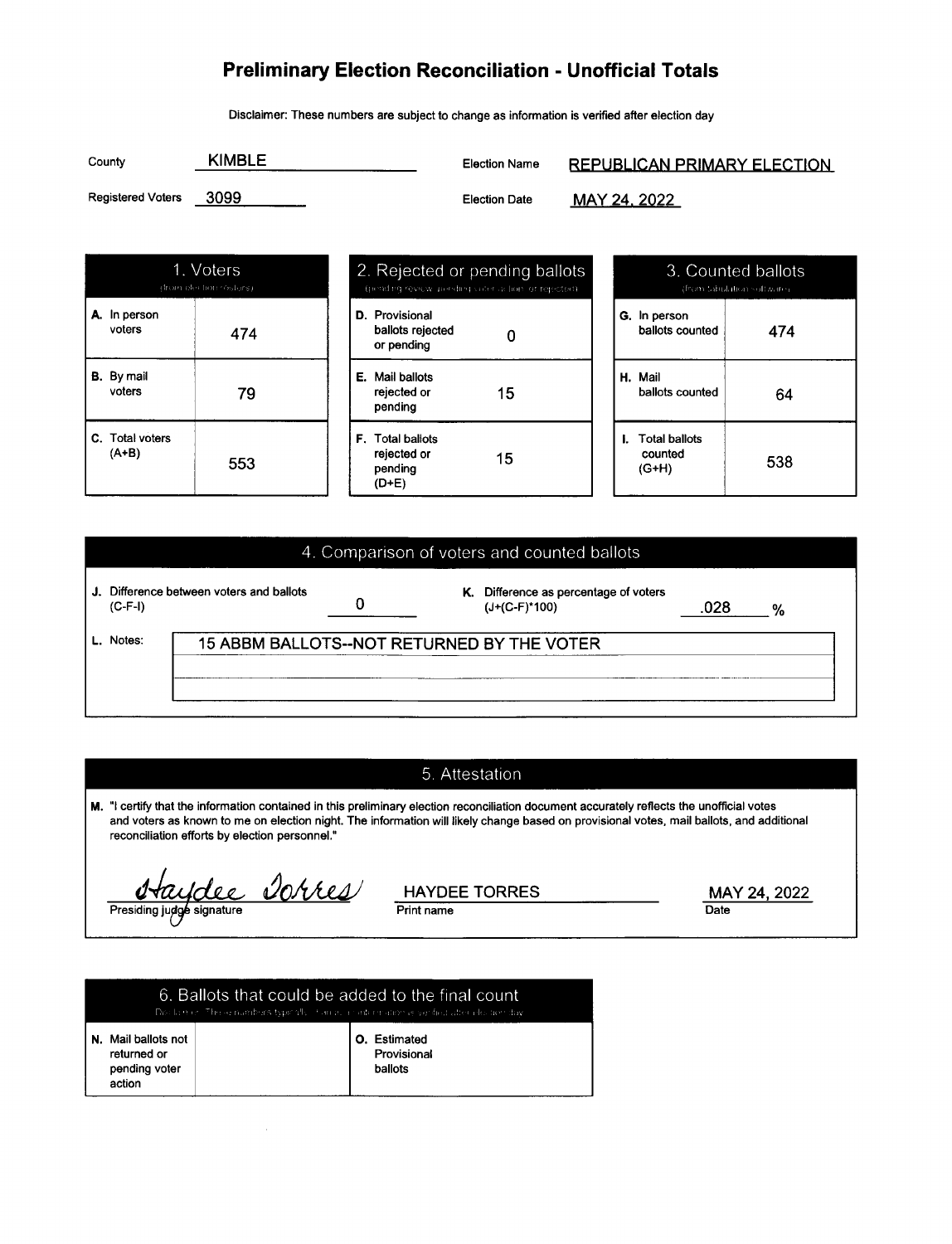# Preliminary Election Reconciliation - Unofficial Totals

Disclaimer: These numbers are subject to change as information is verified after election day

| | | | |
|---|---|---|---|
| County | KIMBLE | Election Name | REPUBLICAN PRIMARY ELECTION |
| Registered Voters | 3099 | Election Date | MAY 24, 2022 |

## 1. Voters

(from election rosters)

| | |
|---|---|
| A. In person voters | 474 |
| B. By mail voters | 79 |
| C. Total voters (A+B) | 553 |

## 2. Rejected or pending ballots

(pending review, pending voter action, or rejected)

| | |
|---|---|
| D. Provisional ballots rejected or pending | 0 |
| E. Mail ballots rejected or pending | 15 |
| F. Total ballots rejected or pending (D+E) | 15 |

## 3. Counted ballots

(from tabulation software)

| | |
|---|---|
| G. In person ballots counted | 474 |
| H. Mail ballots counted | 64 |
| I. Total ballots counted (G+H) | 538 |

## 4. Comparison of voters and counted ballots

| | | | |
|---|---|---|---|
| J. Difference between voters and ballots (C-F-I) | 0 | K. Difference as percentage of voters (J÷(C-F)*100) | .028 % |

L. Notes: 15 ABBM BALLOTS--NOT RETURNED BY THE VOTER

## 5. Attestation

M. "I certify that the information contained in this preliminary election reconciliation document accurately reflects the unofficial votes and voters as known to me on election night. The information will likely change based on provisional votes, mail ballots, and additional reconciliation efforts by election personnel."

| Presiding judge signature | Print name | Date |
|---|---|---|
| Haydee Torres | HAYDEE TORRES | MAY 24, 2022 |

## 6. Ballots that could be added to the final count

Disclaimer: These numbers typically change as information is verified after election day

| | | | |
|---|---|---|---|
| N. Mail ballots not returned or pending voter action | | O. Estimated Provisional ballots | |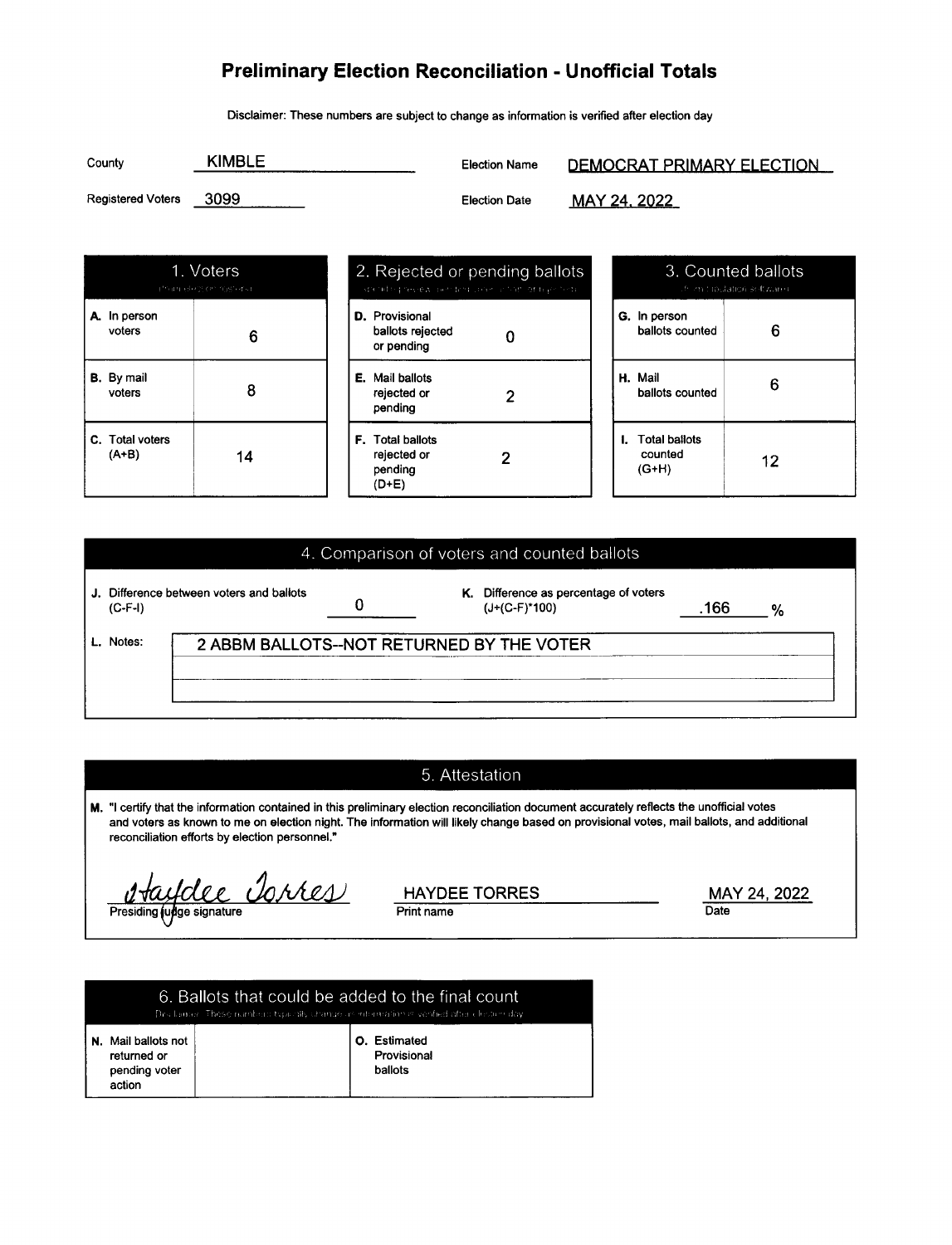# Preliminary Election Reconciliation - Unofficial Totals

Disclaimer: These numbers are subject to change as information is verified after election day

County KIMBLE

Registered Voters 3099

Election Name DEMOCRAT PRIMARY ELECTION

Election Date MAY 24, 2022

| 1. Voters | |
|---|---|
| A. In person voters | 6 |
| B. By mail voters | 8 |
| C. Total voters (A+B) | 14 |

| 2. Rejected or pending ballots | |
|---|---|
| D. Provisional ballots rejected or pending | 0 |
| E. Mail ballots rejected or pending | 2 |
| F. Total ballots rejected or pending (D+E) | 2 |

| 3. Counted ballots | |
|---|---|
| G. In person ballots counted | 6 |
| H. Mail ballots counted | 6 |
| I. Total ballots counted (G+H) | 12 |

## 4. Comparison of voters and counted ballots

J. Difference between voters and ballots (C-F-I) 0

K. Difference as percentage of voters (J÷(C-F)*100) .166 %

L. Notes: 2 ABBM BALLOTS--NOT RETURNED BY THE VOTER

## 5. Attestation

M. "I certify that the information contained in this preliminary election reconciliation document accurately reflects the unofficial votes and voters as known to me on election night. The information will likely change based on provisional votes, mail ballots, and additional reconciliation efforts by election personnel."

Haydee Torres — Presiding judge signature

HAYDEE TORRES — Print name

MAY 24, 2022 — Date

## 6. Ballots that could be added to the final count

| N. Mail ballots not returned or pending voter action | | O. Estimated Provisional ballots | |
|---|---|---|---|